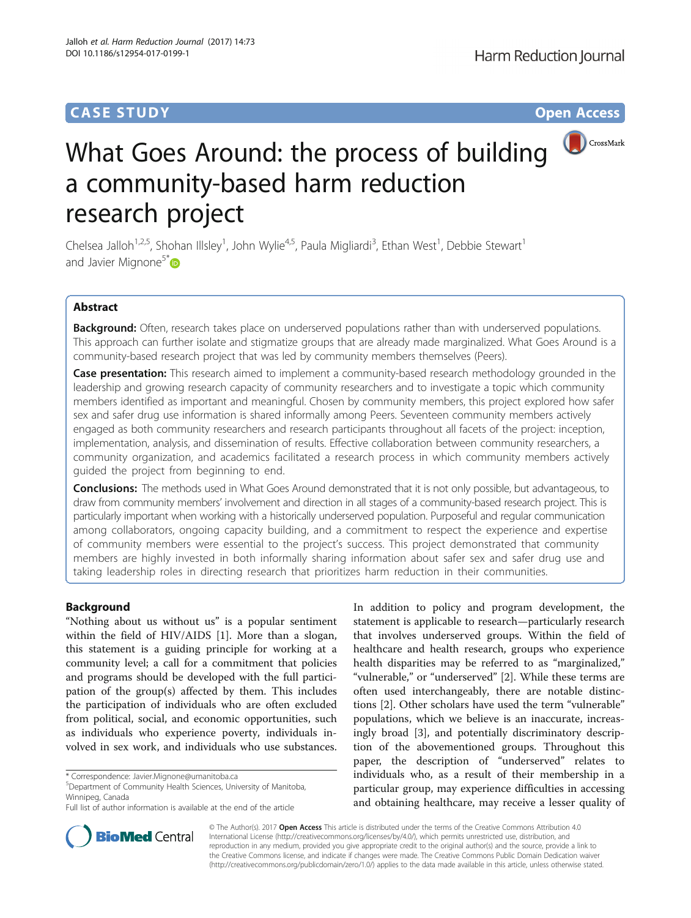**CASE STUDY** **Open Access**

# What Goes Around: the process of building a community-based harm reduction research project

Chelsea Jalloh[1,2,5], Shohan Illsley[1], John Wylie[4,5], Paula Migliardi[3], Ethan West[1], Debbie Stewart[1] and Javier Mignone[5*]

## Abstract

**Background:** Often, research takes place on underserved populations rather than with underserved populations. This approach can further isolate and stigmatize groups that are already made marginalized. What Goes Around is a community-based research project that was led by community members themselves (Peers).

**Case presentation:** This research aimed to implement a community-based research methodology grounded in the leadership and growing research capacity of community researchers and to investigate a topic which community members identified as important and meaningful. Chosen by community members, this project explored how safer sex and safer drug use information is shared informally among Peers. Seventeen community members actively engaged as both community researchers and research participants throughout all facets of the project: inception, implementation, analysis, and dissemination of results. Effective collaboration between community researchers, a community organization, and academics facilitated a research process in which community members actively guided the project from beginning to end.

**Conclusions:** The methods used in What Goes Around demonstrated that it is not only possible, but advantageous, to draw from community members' involvement and direction in all stages of a community-based research project. This is particularly important when working with a historically underserved population. Purposeful and regular communication among collaborators, ongoing capacity building, and a commitment to respect the experience and expertise of community members were essential to the project's success. This project demonstrated that community members are highly invested in both informally sharing information about safer sex and safer drug use and taking leadership roles in directing research that prioritizes harm reduction in their communities.

## Background

"Nothing about us without us" is a popular sentiment within the field of HIV/AIDS [1]. More than a slogan, this statement is a guiding principle for working at a community level; a call for a commitment that policies and programs should be developed with the full participation of the group(s) affected by them. This includes the participation of individuals who are often excluded from political, social, and economic opportunities, such as individuals who experience poverty, individuals involved in sex work, and individuals who use substances.

In addition to policy and program development, the statement is applicable to research—particularly research that involves underserved groups. Within the field of healthcare and health research, groups who experience health disparities may be referred to as "marginalized," "vulnerable," or "underserved" [2]. While these terms are often used interchangeably, there are notable distinctions [2]. Other scholars have used the term "vulnerable" populations, which we believe is an inaccurate, increasingly broad [3], and potentially discriminatory description of the abovementioned groups. Throughout this paper, the description of "underserved" relates to individuals who, as a result of their membership in a particular group, may experience difficulties in accessing and obtaining healthcare, may receive a lesser quality of

* Correspondence: Javier.Mignone@umanitoba.ca
[5]Department of Community Health Sciences, University of Manitoba, Winnipeg, Canada
Full list of author information is available at the end of the article

© The Author(s). 2017 **Open Access** This article is distributed under the terms of the Creative Commons Attribution 4.0 International License (http://creativecommons.org/licenses/by/4.0/), which permits unrestricted use, distribution, and reproduction in any medium, provided you give appropriate credit to the original author(s) and the source, provide a link to the Creative Commons license, and indicate if changes were made. The Creative Commons Public Domain Dedication waiver (http://creativecommons.org/publicdomain/zero/1.0/) applies to the data made available in this article, unless otherwise stated.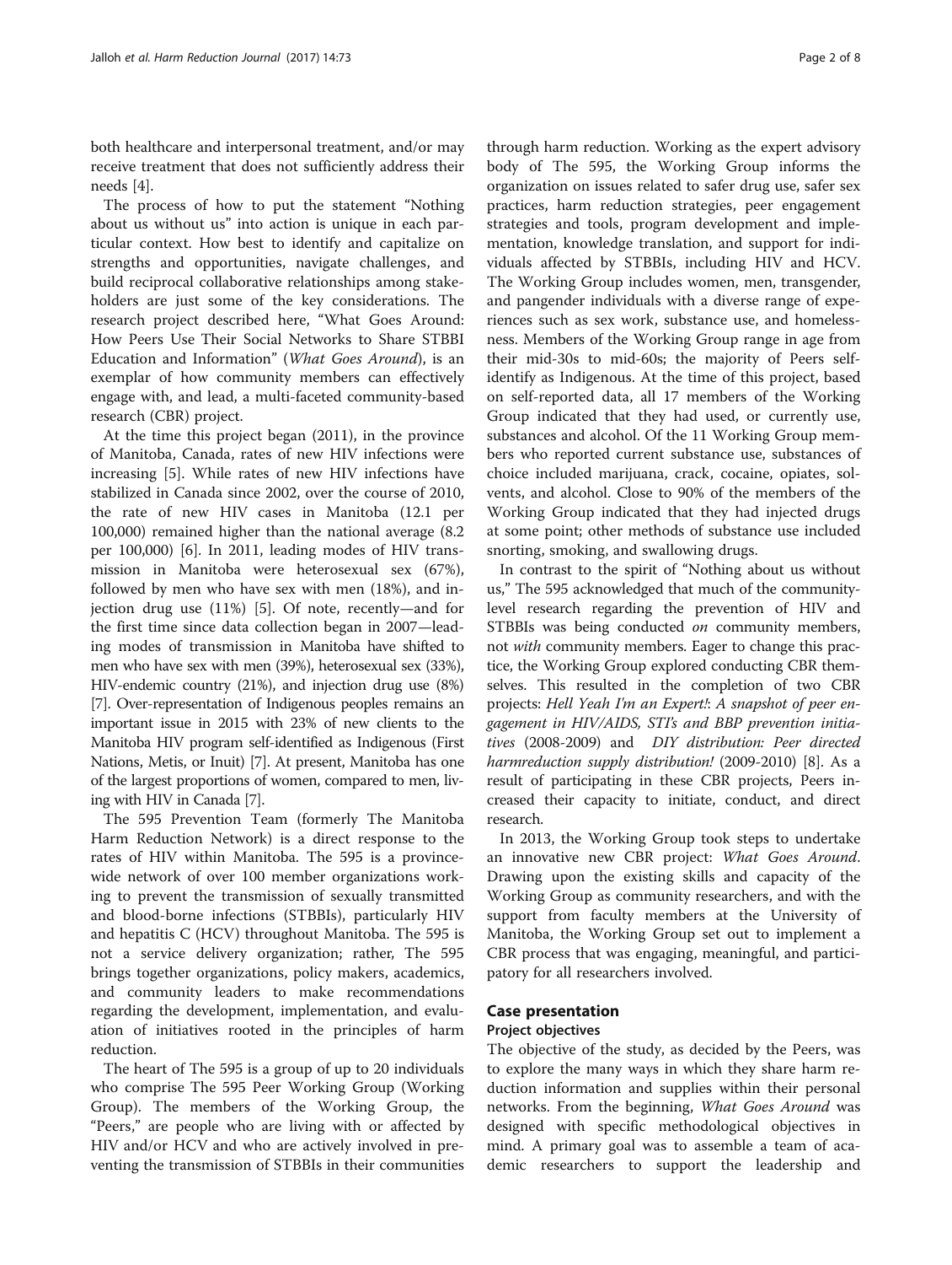both healthcare and interpersonal treatment, and/or may receive treatment that does not sufficiently address their needs [4].

The process of how to put the statement "Nothing about us without us" into action is unique in each particular context. How best to identify and capitalize on strengths and opportunities, navigate challenges, and build reciprocal collaborative relationships among stakeholders are just some of the key considerations. The research project described here, "What Goes Around: How Peers Use Their Social Networks to Share STBBI Education and Information" (*What Goes Around*), is an exemplar of how community members can effectively engage with, and lead, a multi-faceted community-based research (CBR) project.

At the time this project began (2011), in the province of Manitoba, Canada, rates of new HIV infections were increasing [5]. While rates of new HIV infections have stabilized in Canada since 2002, over the course of 2010, the rate of new HIV cases in Manitoba (12.1 per 100,000) remained higher than the national average (8.2 per 100,000) [6]. In 2011, leading modes of HIV transmission in Manitoba were heterosexual sex (67%), followed by men who have sex with men (18%), and injection drug use (11%) [5]. Of note, recently—and for the first time since data collection began in 2007—leading modes of transmission in Manitoba have shifted to men who have sex with men (39%), heterosexual sex (33%), HIV-endemic country (21%), and injection drug use (8%) [7]. Over-representation of Indigenous peoples remains an important issue in 2015 with 23% of new clients to the Manitoba HIV program self-identified as Indigenous (First Nations, Metis, or Inuit) [7]. At present, Manitoba has one of the largest proportions of women, compared to men, living with HIV in Canada [7].

The 595 Prevention Team (formerly The Manitoba Harm Reduction Network) is a direct response to the rates of HIV within Manitoba. The 595 is a province-wide network of over 100 member organizations working to prevent the transmission of sexually transmitted and blood-borne infections (STBBIs), particularly HIV and hepatitis C (HCV) throughout Manitoba. The 595 is not a service delivery organization; rather, The 595 brings together organizations, policy makers, academics, and community leaders to make recommendations regarding the development, implementation, and evaluation of initiatives rooted in the principles of harm reduction.

The heart of The 595 is a group of up to 20 individuals who comprise The 595 Peer Working Group (Working Group). The members of the Working Group, the "Peers," are people who are living with or affected by HIV and/or HCV and who are actively involved in preventing the transmission of STBBIs in their communities through harm reduction. Working as the expert advisory body of The 595, the Working Group informs the organization on issues related to safer drug use, safer sex practices, harm reduction strategies, peer engagement strategies and tools, program development and implementation, knowledge translation, and support for individuals affected by STBBIs, including HIV and HCV. The Working Group includes women, men, transgender, and pangender individuals with a diverse range of experiences such as sex work, substance use, and homelessness. Members of the Working Group range in age from their mid-30s to mid-60s; the majority of Peers self-identify as Indigenous. At the time of this project, based on self-reported data, all 17 members of the Working Group indicated that they had used, or currently use, substances and alcohol. Of the 11 Working Group members who reported current substance use, substances of choice included marijuana, crack, cocaine, opiates, solvents, and alcohol. Close to 90% of the members of the Working Group indicated that they had injected drugs at some point; other methods of substance use included snorting, smoking, and swallowing drugs.

In contrast to the spirit of "Nothing about us without us," The 595 acknowledged that much of the community-level research regarding the prevention of HIV and STBBIs was being conducted *on* community members, not *with* community members. Eager to change this practice, the Working Group explored conducting CBR themselves. This resulted in the completion of two CBR projects: *Hell Yeah I'm an Expert!: A snapshot of peer engagement in HIV/AIDS, STI's and BBP prevention initiatives* (2008-2009) and *DIY distribution: Peer directed harmreduction supply distribution!* (2009-2010) [8]. As a result of participating in these CBR projects, Peers increased their capacity to initiate, conduct, and direct research.

In 2013, the Working Group took steps to undertake an innovative new CBR project: *What Goes Around*. Drawing upon the existing skills and capacity of the Working Group as community researchers, and with the support from faculty members at the University of Manitoba, the Working Group set out to implement a CBR process that was engaging, meaningful, and participatory for all researchers involved.

## Case presentation

### Project objectives

The objective of the study, as decided by the Peers, was to explore the many ways in which they share harm reduction information and supplies within their personal networks. From the beginning, *What Goes Around* was designed with specific methodological objectives in mind. A primary goal was to assemble a team of academic researchers to support the leadership and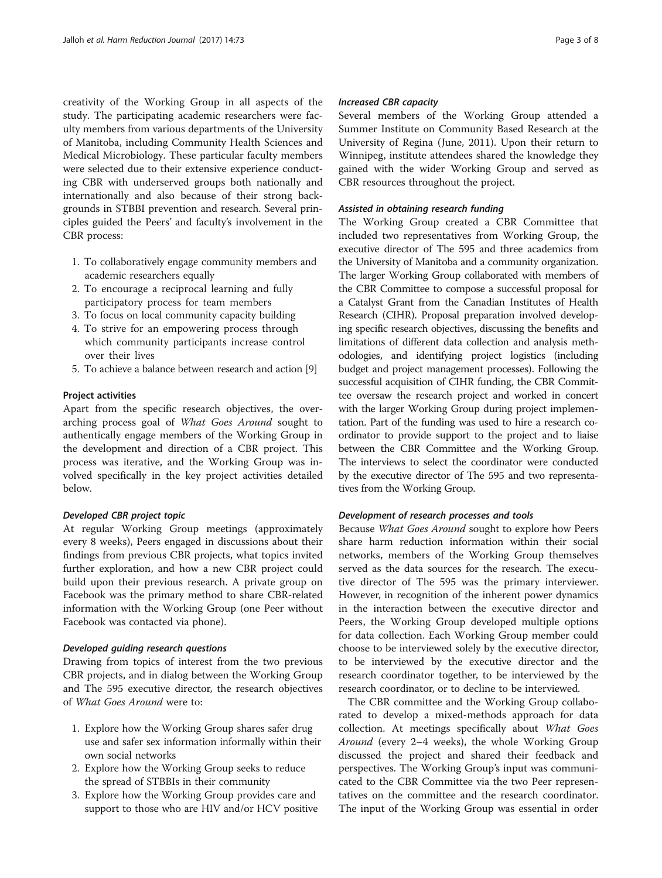creativity of the Working Group in all aspects of the study. The participating academic researchers were faculty members from various departments of the University of Manitoba, including Community Health Sciences and Medical Microbiology. These particular faculty members were selected due to their extensive experience conducting CBR with underserved groups both nationally and internationally and also because of their strong backgrounds in STBBI prevention and research. Several principles guided the Peers' and faculty's involvement in the CBR process:

1. To collaboratively engage community members and academic researchers equally
2. To encourage a reciprocal learning and fully participatory process for team members
3. To focus on local community capacity building
4. To strive for an empowering process through which community participants increase control over their lives
5. To achieve a balance between research and action [9]

### Project activities

Apart from the specific research objectives, the overarching process goal of *What Goes Around* sought to authentically engage members of the Working Group in the development and direction of a CBR project. This process was iterative, and the Working Group was involved specifically in the key project activities detailed below.

#### *Developed CBR project topic*

At regular Working Group meetings (approximately every 8 weeks), Peers engaged in discussions about their findings from previous CBR projects, what topics invited further exploration, and how a new CBR project could build upon their previous research. A private group on Facebook was the primary method to share CBR-related information with the Working Group (one Peer without Facebook was contacted via phone).

#### *Developed guiding research questions*

Drawing from topics of interest from the two previous CBR projects, and in dialog between the Working Group and The 595 executive director, the research objectives of *What Goes Around* were to:

1. Explore how the Working Group shares safer drug use and safer sex information informally within their own social networks
2. Explore how the Working Group seeks to reduce the spread of STBBIs in their community
3. Explore how the Working Group provides care and support to those who are HIV and/or HCV positive

#### *Increased CBR capacity*

Several members of the Working Group attended a Summer Institute on Community Based Research at the University of Regina (June, 2011). Upon their return to Winnipeg, institute attendees shared the knowledge they gained with the wider Working Group and served as CBR resources throughout the project.

#### *Assisted in obtaining research funding*

The Working Group created a CBR Committee that included two representatives from Working Group, the executive director of The 595 and three academics from the University of Manitoba and a community organization. The larger Working Group collaborated with members of the CBR Committee to compose a successful proposal for a Catalyst Grant from the Canadian Institutes of Health Research (CIHR). Proposal preparation involved developing specific research objectives, discussing the benefits and limitations of different data collection and analysis methodologies, and identifying project logistics (including budget and project management processes). Following the successful acquisition of CIHR funding, the CBR Committee oversaw the research project and worked in concert with the larger Working Group during project implementation. Part of the funding was used to hire a research coordinator to provide support to the project and to liaise between the CBR Committee and the Working Group. The interviews to select the coordinator were conducted by the executive director of The 595 and two representatives from the Working Group.

#### *Development of research processes and tools*

Because *What Goes Around* sought to explore how Peers share harm reduction information within their social networks, members of the Working Group themselves served as the data sources for the research. The executive director of The 595 was the primary interviewer. However, in recognition of the inherent power dynamics in the interaction between the executive director and Peers, the Working Group developed multiple options for data collection. Each Working Group member could choose to be interviewed solely by the executive director, to be interviewed by the executive director and the research coordinator together, to be interviewed by the research coordinator, or to decline to be interviewed.

The CBR committee and the Working Group collaborated to develop a mixed-methods approach for data collection. At meetings specifically about *What Goes Around* (every 2–4 weeks), the whole Working Group discussed the project and shared their feedback and perspectives. The Working Group's input was communicated to the CBR Committee via the two Peer representatives on the committee and the research coordinator. The input of the Working Group was essential in order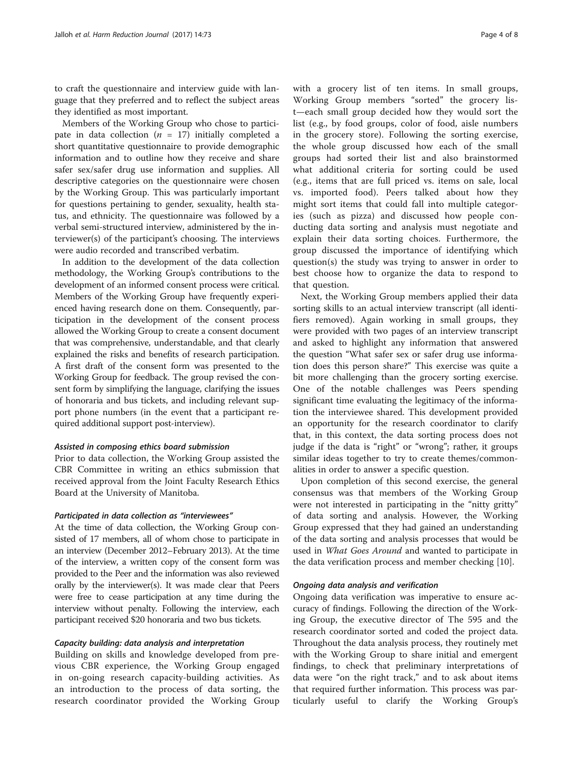to craft the questionnaire and interview guide with language that they preferred and to reflect the subject areas they identified as most important.

Members of the Working Group who chose to participate in data collection ($n$ = 17) initially completed a short quantitative questionnaire to provide demographic information and to outline how they receive and share safer sex/safer drug use information and supplies. All descriptive categories on the questionnaire were chosen by the Working Group. This was particularly important for questions pertaining to gender, sexuality, health status, and ethnicity. The questionnaire was followed by a verbal semi-structured interview, administered by the interviewer(s) of the participant's choosing. The interviews were audio recorded and transcribed verbatim.

In addition to the development of the data collection methodology, the Working Group's contributions to the development of an informed consent process were critical. Members of the Working Group have frequently experienced having research done on them. Consequently, participation in the development of the consent process allowed the Working Group to create a consent document that was comprehensive, understandable, and that clearly explained the risks and benefits of research participation. A first draft of the consent form was presented to the Working Group for feedback. The group revised the consent form by simplifying the language, clarifying the issues of honoraria and bus tickets, and including relevant support phone numbers (in the event that a participant required additional support post-interview).

#### *Assisted in composing ethics board submission*

Prior to data collection, the Working Group assisted the CBR Committee in writing an ethics submission that received approval from the Joint Faculty Research Ethics Board at the University of Manitoba.

#### *Participated in data collection as "interviewees"*

At the time of data collection, the Working Group consisted of 17 members, all of whom chose to participate in an interview (December 2012–February 2013). At the time of the interview, a written copy of the consent form was provided to the Peer and the information was also reviewed orally by the interviewer(s). It was made clear that Peers were free to cease participation at any time during the interview without penalty. Following the interview, each participant received $20 honoraria and two bus tickets.

#### *Capacity building: data analysis and interpretation*

Building on skills and knowledge developed from previous CBR experience, the Working Group engaged in on-going research capacity-building activities. As an introduction to the process of data sorting, the research coordinator provided the Working Group with a grocery list of ten items. In small groups, Working Group members "sorted" the grocery list—each small group decided how they would sort the list (e.g., by food groups, color of food, aisle numbers in the grocery store). Following the sorting exercise, the whole group discussed how each of the small groups had sorted their list and also brainstormed what additional criteria for sorting could be used (e.g., items that are full priced vs. items on sale, local vs. imported food). Peers talked about how they might sort items that could fall into multiple categories (such as pizza) and discussed how people conducting data sorting and analysis must negotiate and explain their data sorting choices. Furthermore, the group discussed the importance of identifying which question(s) the study was trying to answer in order to best choose how to organize the data to respond to that question.

Next, the Working Group members applied their data sorting skills to an actual interview transcript (all identifiers removed). Again working in small groups, they were provided with two pages of an interview transcript and asked to highlight any information that answered the question "What safer sex or safer drug use information does this person share?" This exercise was quite a bit more challenging than the grocery sorting exercise. One of the notable challenges was Peers spending significant time evaluating the legitimacy of the information the interviewee shared. This development provided an opportunity for the research coordinator to clarify that, in this context, the data sorting process does not judge if the data is "right" or "wrong"; rather, it groups similar ideas together to try to create themes/commonalities in order to answer a specific question.

Upon completion of this second exercise, the general consensus was that members of the Working Group were not interested in participating in the "nitty gritty" of data sorting and analysis. However, the Working Group expressed that they had gained an understanding of the data sorting and analysis processes that would be used in *What Goes Around* and wanted to participate in the data verification process and member checking [10].

#### *Ongoing data analysis and verification*

Ongoing data verification was imperative to ensure accuracy of findings. Following the direction of the Working Group, the executive director of The 595 and the research coordinator sorted and coded the project data. Throughout the data analysis process, they routinely met with the Working Group to share initial and emergent findings, to check that preliminary interpretations of data were "on the right track," and to ask about items that required further information. This process was particularly useful to clarify the Working Group's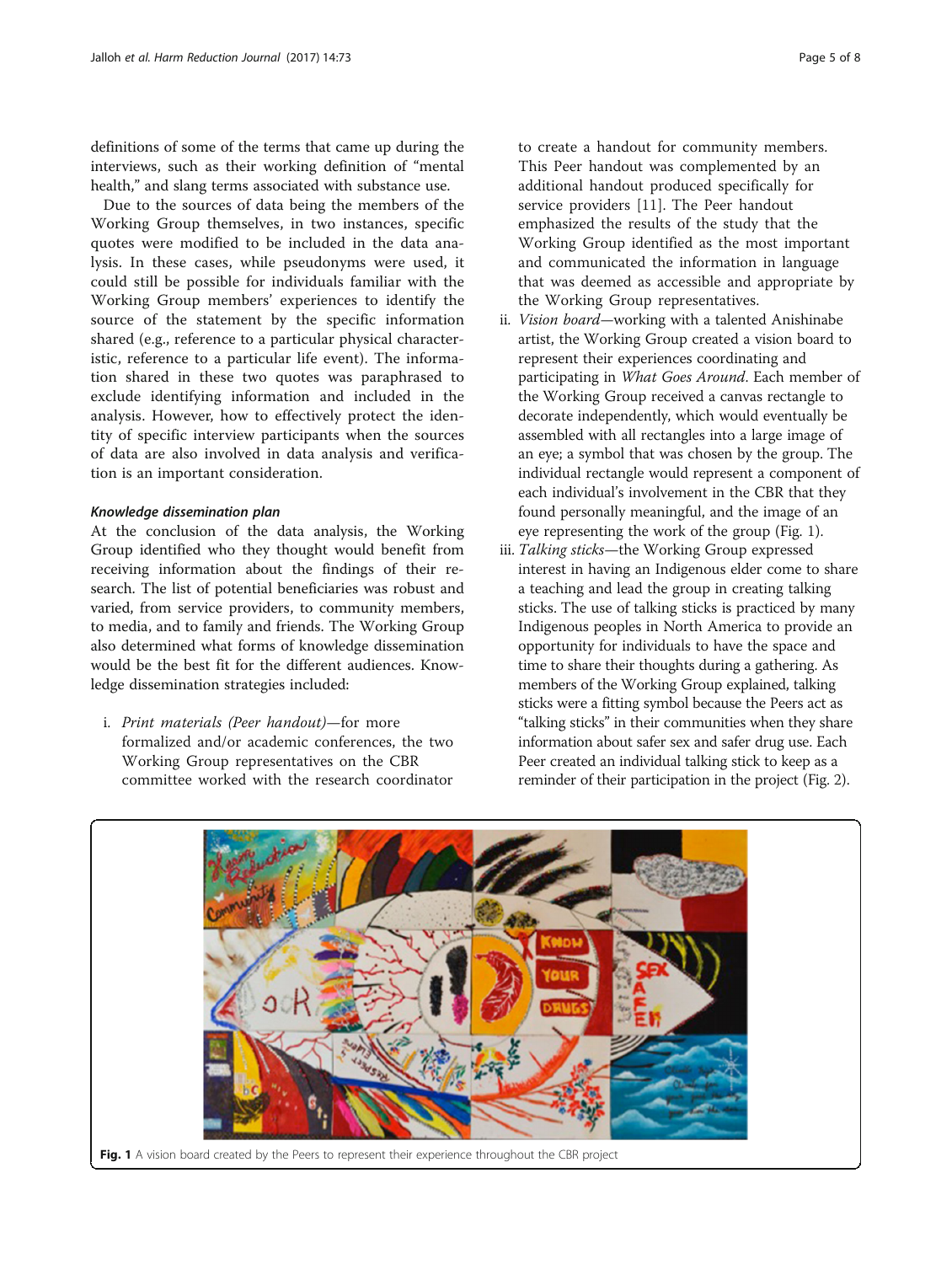definitions of some of the terms that came up during the interviews, such as their working definition of "mental health," and slang terms associated with substance use.

Due to the sources of data being the members of the Working Group themselves, in two instances, specific quotes were modified to be included in the data analysis. In these cases, while pseudonyms were used, it could still be possible for individuals familiar with the Working Group members' experiences to identify the source of the statement by the specific information shared (e.g., reference to a particular physical characteristic, reference to a particular life event). The information shared in these two quotes was paraphrased to exclude identifying information and included in the analysis. However, how to effectively protect the identity of specific interview participants when the sources of data are also involved in data analysis and verification is an important consideration.

#### *Knowledge dissemination plan*

At the conclusion of the data analysis, the Working Group identified who they thought would benefit from receiving information about the findings of their research. The list of potential beneficiaries was robust and varied, from service providers, to community members, to media, and to family and friends. The Working Group also determined what forms of knowledge dissemination would be the best fit for the different audiences. Knowledge dissemination strategies included:

i. *Print materials (Peer handout)*—for more formalized and/or academic conferences, the two Working Group representatives on the CBR committee worked with the research coordinator to create a handout for community members. This Peer handout was complemented by an additional handout produced specifically for service providers [11]. The Peer handout emphasized the results of the study that the Working Group identified as the most important and communicated the information in language that was deemed as accessible and appropriate by the Working Group representatives.
ii. *Vision board*—working with a talented Anishinabe artist, the Working Group created a vision board to represent their experiences coordinating and participating in *What Goes Around*. Each member of the Working Group received a canvas rectangle to decorate independently, which would eventually be assembled with all rectangles into a large image of an eye; a symbol that was chosen by the group. The individual rectangle would represent a component of each individual's involvement in the CBR that they found personally meaningful, and the image of an eye representing the work of the group (Fig. 1).
iii. *Talking sticks*—the Working Group expressed interest in having an Indigenous elder come to share a teaching and lead the group in creating talking sticks. The use of talking sticks is practiced by many Indigenous peoples in North America to provide an opportunity for individuals to have the space and time to share their thoughts during a gathering. As members of the Working Group explained, talking sticks were a fitting symbol because the Peers act as "talking sticks" in their communities when they share information about safer sex and safer drug use. Each Peer created an individual talking stick to keep as a reminder of their participation in the project (Fig. 2).

**Fig. 1** A vision board created by the Peers to represent their experience throughout the CBR project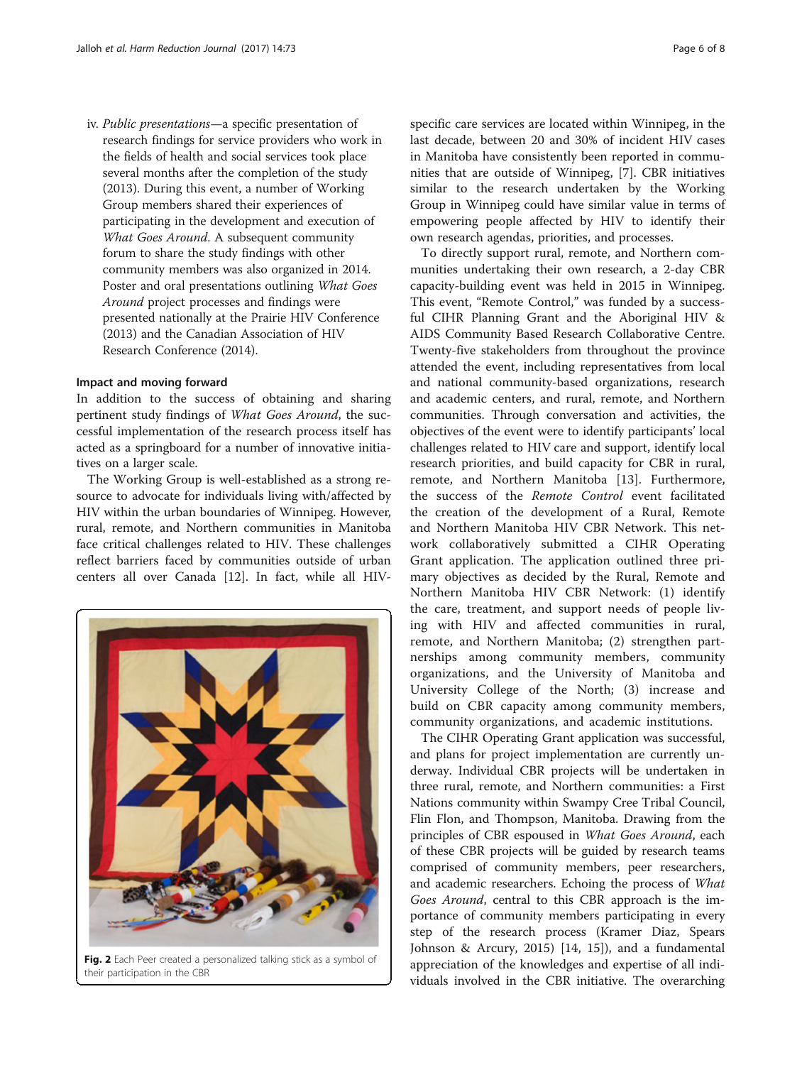iv. *Public presentations*—a specific presentation of research findings for service providers who work in the fields of health and social services took place several months after the completion of the study (2013). During this event, a number of Working Group members shared their experiences of participating in the development and execution of *What Goes Around*. A subsequent community forum to share the study findings with other community members was also organized in 2014. Poster and oral presentations outlining *What Goes Around* project processes and findings were presented nationally at the Prairie HIV Conference (2013) and the Canadian Association of HIV Research Conference (2014).

### Impact and moving forward

In addition to the success of obtaining and sharing pertinent study findings of *What Goes Around*, the successful implementation of the research process itself has acted as a springboard for a number of innovative initiatives on a larger scale.

The Working Group is well-established as a strong resource to advocate for individuals living with/affected by HIV within the urban boundaries of Winnipeg. However, rural, remote, and Northern communities in Manitoba face critical challenges related to HIV. These challenges reflect barriers faced by communities outside of urban centers all over Canada [12]. In fact, while all HIV-specific care services are located within Winnipeg, in the last decade, between 20 and 30% of incident HIV cases in Manitoba have consistently been reported in communities that are outside of Winnipeg, [7]. CBR initiatives similar to the research undertaken by the Working Group in Winnipeg could have similar value in terms of empowering people affected by HIV to identify their own research agendas, priorities, and processes.

**Fig. 2** Each Peer created a personalized talking stick as a symbol of their participation in the CBR

To directly support rural, remote, and Northern communities undertaking their own research, a 2-day CBR capacity-building event was held in 2015 in Winnipeg. This event, "Remote Control," was funded by a successful CIHR Planning Grant and the Aboriginal HIV & AIDS Community Based Research Collaborative Centre. Twenty-five stakeholders from throughout the province attended the event, including representatives from local and national community-based organizations, research and academic centers, and rural, remote, and Northern communities. Through conversation and activities, the objectives of the event were to identify participants' local challenges related to HIV care and support, identify local research priorities, and build capacity for CBR in rural, remote, and Northern Manitoba [13]. Furthermore, the success of the *Remote Control* event facilitated the creation of the development of a Rural, Remote and Northern Manitoba HIV CBR Network. This network collaboratively submitted a CIHR Operating Grant application. The application outlined three primary objectives as decided by the Rural, Remote and Northern Manitoba HIV CBR Network: (1) identify the care, treatment, and support needs of people living with HIV and affected communities in rural, remote, and Northern Manitoba; (2) strengthen partnerships among community members, community organizations, and the University of Manitoba and University College of the North; (3) increase and build on CBR capacity among community members, community organizations, and academic institutions.

The CIHR Operating Grant application was successful, and plans for project implementation are currently underway. Individual CBR projects will be undertaken in three rural, remote, and Northern communities: a First Nations community within Swampy Cree Tribal Council, Flin Flon, and Thompson, Manitoba. Drawing from the principles of CBR espoused in *What Goes Around*, each of these CBR projects will be guided by research teams comprised of community members, peer researchers, and academic researchers. Echoing the process of *What Goes Around*, central to this CBR approach is the importance of community members participating in every step of the research process (Kramer Diaz, Spears Johnson & Arcury, 2015) [14, 15]), and a fundamental appreciation of the knowledges and expertise of all individuals involved in the CBR initiative. The overarching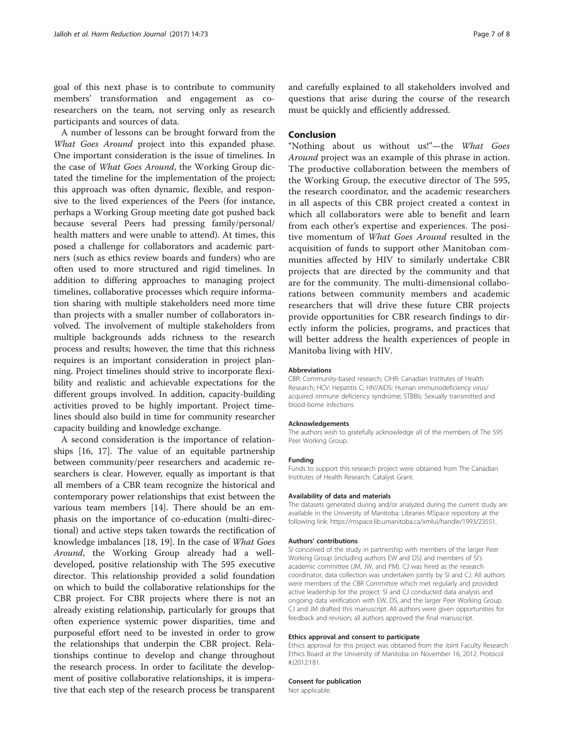goal of this next phase is to contribute to community members' transformation and engagement as co-researchers on the team, not serving only as research participants and sources of data.

A number of lessons can be brought forward from the *What Goes Around* project into this expanded phase. One important consideration is the issue of timelines. In the case of *What Goes Around*, the Working Group dictated the timeline for the implementation of the project; this approach was often dynamic, flexible, and responsive to the lived experiences of the Peers (for instance, perhaps a Working Group meeting date got pushed back because several Peers had pressing family/personal/health matters and were unable to attend). At times, this posed a challenge for collaborators and academic partners (such as ethics review boards and funders) who are often used to more structured and rigid timelines. In addition to differing approaches to managing project timelines, collaborative processes which require information sharing with multiple stakeholders need more time than projects with a smaller number of collaborators involved. The involvement of multiple stakeholders from multiple backgrounds adds richness to the research process and results; however, the time that this richness requires is an important consideration in project planning. Project timelines should strive to incorporate flexibility and realistic and achievable expectations for the different groups involved. In addition, capacity-building activities proved to be highly important. Project timelines should also build in time for community researcher capacity building and knowledge exchange.

A second consideration is the importance of relationships [16, 17]. The value of an equitable partnership between community/peer researchers and academic researchers is clear. However, equally as important is that all members of a CBR team recognize the historical and contemporary power relationships that exist between the various team members [14]. There should be an emphasis on the importance of co-education (multi-directional) and active steps taken towards the rectification of knowledge imbalances [18, 19]. In the case of *What Goes Around*, the Working Group already had a well-developed, positive relationship with The 595 executive director. This relationship provided a solid foundation on which to build the collaborative relationships for the CBR project. For CBR projects where there is not an already existing relationship, particularly for groups that often experience systemic power disparities, time and purposeful effort need to be invested in order to grow the relationships that underpin the CBR project. Relationships continue to develop and change throughout the research process. In order to facilitate the development of positive collaborative relationships, it is imperative that each step of the research process be transparent and carefully explained to all stakeholders involved and questions that arise during the course of the research must be quickly and efficiently addressed.

## Conclusion

"Nothing about us without us!"—the *What Goes Around* project was an example of this phrase in action. The productive collaboration between the members of the Working Group, the executive director of The 595, the research coordinator, and the academic researchers in all aspects of this CBR project created a context in which all collaborators were able to benefit and learn from each other's expertise and experiences. The positive momentum of *What Goes Around* resulted in the acquisition of funds to support other Manitoban communities affected by HIV to similarly undertake CBR projects that are directed by the community and that are for the community. The multi-dimensional collaborations between community members and academic researchers that will drive these future CBR projects provide opportunities for CBR research findings to directly inform the policies, programs, and practices that will better address the health experiences of people in Manitoba living with HIV.

#### Abbreviations

CBR: Community-based research; CIHR: Canadian Institutes of Health Research; HCV: Hepatitis C; HIV/AIDS: Human immunodeficiency virus/acquired immune deficiency syndrome; STBBIs: Sexually transmitted and blood-borne infections

#### Acknowledgements

The authors wish to gratefully acknowledge all of the members of The 595 Peer Working Group.

#### Funding

Funds to support this research project were obtained from The Canadian Institutes of Health Research: Catalyst Grant.

#### Availability of data and materials

The datasets generated during and/or analyzed during the current study are available in the University of Manitoba: Libraries MSpace repository at the following link: https://mspace.lib.umanitoba.ca/xmlui/handle/1993/23551.

#### Authors' contributions

SI conceived of the study in partnership with members of the larger Peer Working Group (including authors EW and DS) and members of SI's academic committee (JM, JW, and PM). CJ was hired as the research coordinator; data collection was undertaken jointly by SI and CJ. All authors were members of the CBR Committee which met regularly and provided active leadership for the project. SI and CJ conducted data analysis and ongoing data verification with EW, DS, and the larger Peer Working Group. CJ and JM drafted this manuscript. All authors were given opportunities for feedback and revision; all authors approved the final manuscript.

#### Ethics approval and consent to participate

Ethics approval for this project was obtained from the Joint Faculty Research Ethics Board at the University of Manitoba on November 16, 2012. Protocol #J2012:181.

#### Consent for publication

Not applicable.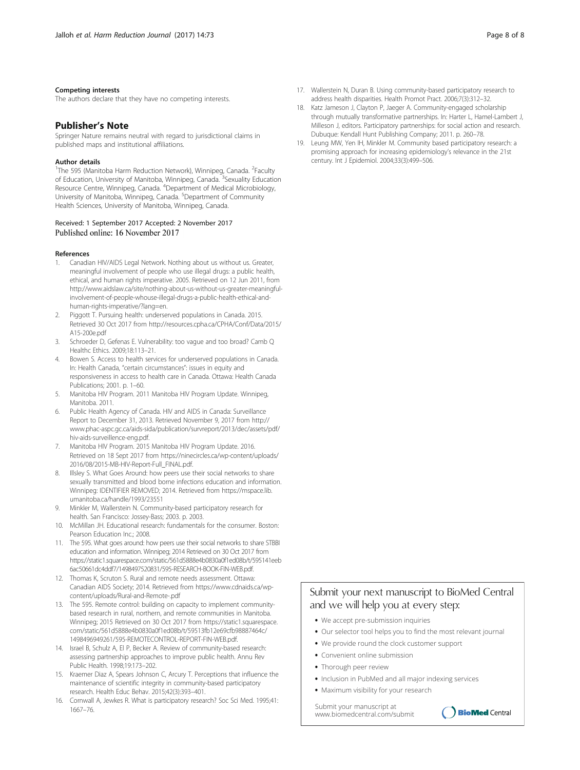#### Competing interests

The authors declare that they have no competing interests.

## Publisher's Note

Springer Nature remains neutral with regard to jurisdictional claims in published maps and institutional affiliations.

#### Author details

[1]The 595 (Manitoba Harm Reduction Network), Winnipeg, Canada. [2]Faculty of Education, University of Manitoba, Winnipeg, Canada. [3]Sexuality Education Resource Centre, Winnipeg, Canada. [4]Department of Medical Microbiology, University of Manitoba, Winnipeg, Canada. [5]Department of Community Health Sciences, University of Manitoba, Winnipeg, Canada.

Received: 1 September 2017 Accepted: 2 November 2017
Published online: 16 November 2017

#### References

1. Canadian HIV/AIDS Legal Network. Nothing about us without us. Greater, meaningful involvement of people who use illegal drugs: a public health, ethical, and human rights imperative. 2005. Retrieved on 12 Jun 2011, from http://www.aidslaw.ca/site/nothing-about-us-without-us-greater-meaningful-involvement-of-people-whouse-illegal-drugs-a-public-health-ethical-and-human-rights-imperative/?lang=en.
2. Piggott T. Pursuing health: underserved populations in Canada. 2015. Retrieved 30 Oct 2017 from http://resources.cpha.ca/CPHA/Conf/Data/2015/A15-200e.pdf
3. Schroeder D, Gefenas E. Vulnerability: too vague and too broad? Camb Q Healthc Ethics. 2009;18:113–21.
4. Bowen S. Access to health services for underserved populations in Canada. In: Health Canada, "certain circumstances": issues in equity and responsiveness in access to health care in Canada. Ottawa: Health Canada Publications; 2001. p. 1–60.
5. Manitoba HIV Program. 2011 Manitoba HIV Program Update. Winnipeg, Manitoba. 2011.
6. Public Health Agency of Canada. HIV and AIDS in Canada: Surveillance Report to December 31, 2013. Retrieved November 9, 2017 from http://www.phac-aspc.gc.ca/aids-sida/publication/survreport/2013/dec/assets/pdf/hiv-aids-surveillence-eng.pdf.
7. Manitoba HIV Program. 2015 Manitoba HIV Program Update. 2016. Retrieved on 18 Sept 2017 from https://ninecircles.ca/wp-content/uploads/2016/08/2015-MB-HIV-Report-Full_FINAL.pdf.
8. Illsley S. What Goes Around: how peers use their social networks to share sexually transmitted and blood borne infections education and information. Winnipeg: IDENTIFIER REMOVED; 2014. Retrieved from https://mspace.lib.umanitoba.ca/handle/1993/23551
9. Minkler M, Wallerstein N. Community-based participatory research for health. San Francisco: Jossey-Bass; 2003. p. 2003.
10. McMillan JH. Educational research: fundamentals for the consumer. Boston: Pearson Education Inc.; 2008.
11. The 595. What goes around: how peers use their social networks to share STBBI education and information. Winnipeg; 2014 Retrieved on 30 Oct 2017 from https://static1.squarespace.com/static/561d5888e4b0830a0f1ed08b/t/595141eeb6ac50661dc4ddf7/1498497520831/595-RESEARCH-BOOK-FIN-WEB.pdf.
12. Thomas K, Scruton S. Rural and remote needs assessment. Ottawa: Canadian AIDS Society; 2014. Retrieved from https://www.cdnaids.ca/wp-content/uploads/Rural-and-Remote-.pdf
13. The 595. Remote control: building on capacity to implement community-based research in rural, northern, and remote communities in Manitoba. Winnipeg; 2015 Retrieved on 30 Oct 2017 from https://static1.squarespace.com/static/561d5888e4b0830a0f1ed08b/t/59513fb12e69cfb98887464c/1498496949261/595-REMOTECONTROL-REPORT-FIN-WEB.pdf.
14. Israel B, Schulz A, El P, Becker A. Review of community-based research: assessing partnership approaches to improve public health. Annu Rev Public Health. 1998;19:173–202.
15. Kraemer Diaz A, Spears Johnson C, Arcury T. Perceptions that influence the maintenance of scientific integrity in community-based participatory research. Health Educ Behav. 2015;42(3):393–401.
16. Cornwall A, Jewkes R. What is participatory research? Soc Sci Med. 1995;41:1667–76.
17. Wallerstein N, Duran B. Using community-based participatory research to address health disparities. Health Promot Pract. 2006;7(3):312–32.
18. Katz Jameson J, Clayton P, Jaeger A. Community-engaged scholarship through mutually transformative partnerships. In: Harter L, Hamel-Lambert J, Milleson J, editors. Participatory partnerships: for social action and research. Dubuque: Kendall Hunt Publishing Company; 2011. p. 260–78.
19. Leung MW, Yen IH, Minkler M. Community based participatory research: a promising approach for increasing epidemiology's relevance in the 21st century. Int J Epidemiol. 2004;33(3):499–506.

Submit your next manuscript to BioMed Central and we will help you at every step:

- We accept pre-submission inquiries
- Our selector tool helps you to find the most relevant journal
- We provide round the clock customer support
- Convenient online submission
- Thorough peer review
- Inclusion in PubMed and all major indexing services
- Maximum visibility for your research

Submit your manuscript at
www.biomedcentral.com/submit